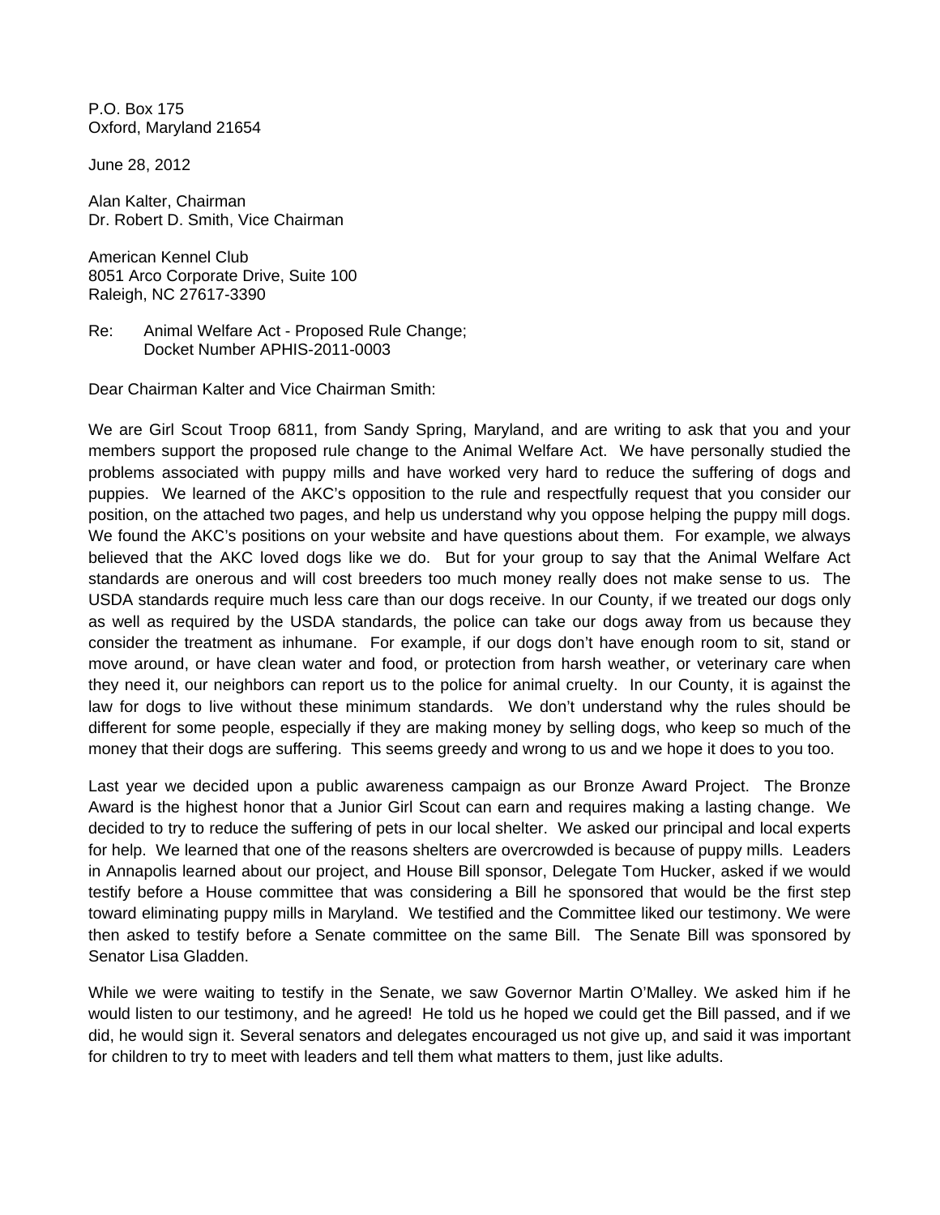P.O. Box 175
Oxford, Maryland 21654

June 28, 2012

Alan Kalter, Chairman
Dr. Robert D. Smith, Vice Chairman

American Kennel Club
8051 Arco Corporate Drive, Suite 100
Raleigh, NC 27617-3390

Re: Animal Welfare Act - Proposed Rule Change;
Docket Number APHIS-2011-0003

Dear Chairman Kalter and Vice Chairman Smith:

We are Girl Scout Troop 6811, from Sandy Spring, Maryland, and are writing to ask that you and your members support the proposed rule change to the Animal Welfare Act. We have personally studied the problems associated with puppy mills and have worked very hard to reduce the suffering of dogs and puppies. We learned of the AKC's opposition to the rule and respectfully request that you consider our position, on the attached two pages, and help us understand why you oppose helping the puppy mill dogs. We found the AKC's positions on your website and have questions about them. For example, we always believed that the AKC loved dogs like we do. But for your group to say that the Animal Welfare Act standards are onerous and will cost breeders too much money really does not make sense to us. The USDA standards require much less care than our dogs receive. In our County, if we treated our dogs only as well as required by the USDA standards, the police can take our dogs away from us because they consider the treatment as inhumane. For example, if our dogs don't have enough room to sit, stand or move around, or have clean water and food, or protection from harsh weather, or veterinary care when they need it, our neighbors can report us to the police for animal cruelty. In our County, it is against the law for dogs to live without these minimum standards. We don't understand why the rules should be different for some people, especially if they are making money by selling dogs, who keep so much of the money that their dogs are suffering. This seems greedy and wrong to us and we hope it does to you too.

Last year we decided upon a public awareness campaign as our Bronze Award Project. The Bronze Award is the highest honor that a Junior Girl Scout can earn and requires making a lasting change. We decided to try to reduce the suffering of pets in our local shelter. We asked our principal and local experts for help. We learned that one of the reasons shelters are overcrowded is because of puppy mills. Leaders in Annapolis learned about our project, and House Bill sponsor, Delegate Tom Hucker, asked if we would testify before a House committee that was considering a Bill he sponsored that would be the first step toward eliminating puppy mills in Maryland. We testified and the Committee liked our testimony. We were then asked to testify before a Senate committee on the same Bill. The Senate Bill was sponsored by Senator Lisa Gladden.

While we were waiting to testify in the Senate, we saw Governor Martin O'Malley. We asked him if he would listen to our testimony, and he agreed! He told us he hoped we could get the Bill passed, and if we did, he would sign it. Several senators and delegates encouraged us not give up, and said it was important for children to try to meet with leaders and tell them what matters to them, just like adults.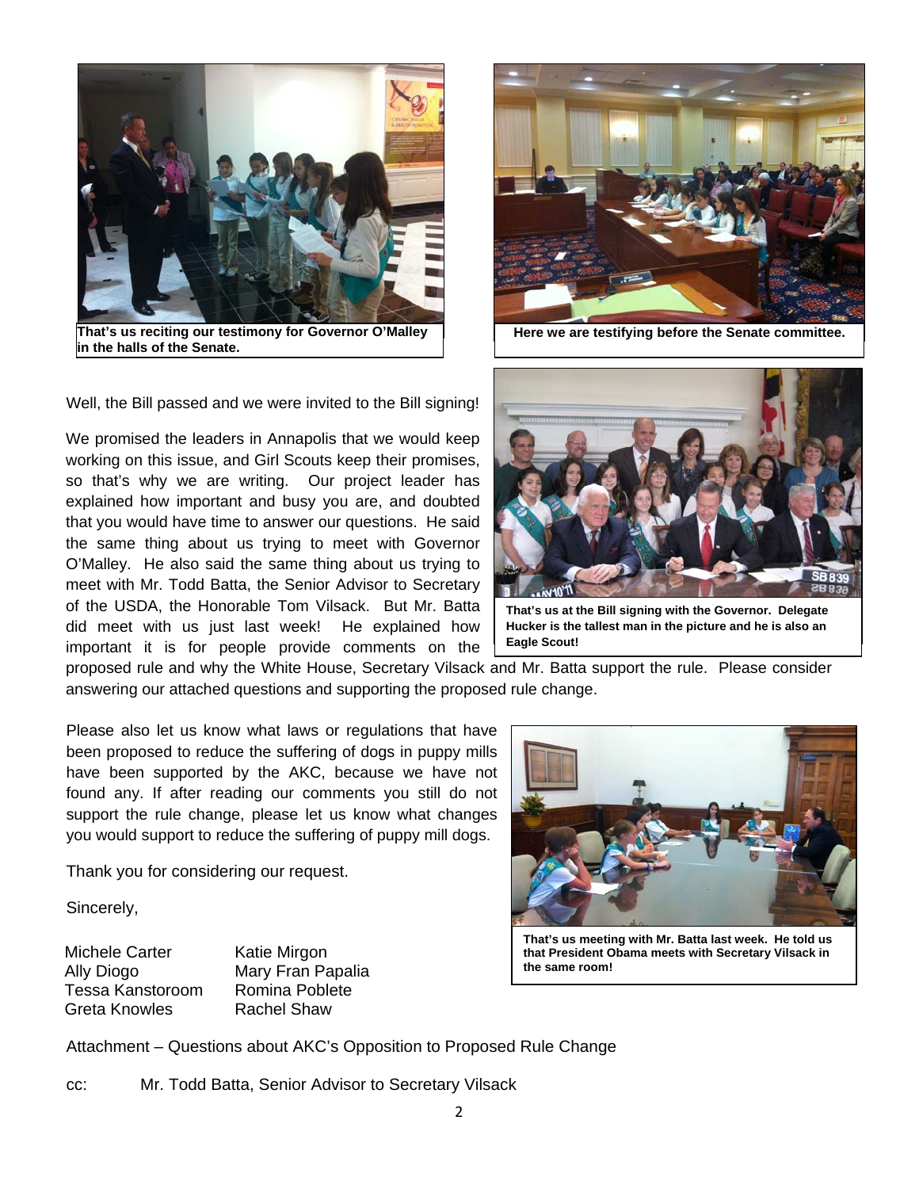That's us reciting our testimony for Governor O'Malley in the halls of the Senate.

Here we are testifying before the Senate committee.

Well, the Bill passed and we were invited to the Bill signing!

We promised the leaders in Annapolis that we would keep working on this issue, and Girl Scouts keep their promises, so that's why we are writing. Our project leader has explained how important and busy you are, and doubted that you would have time to answer our questions. He said the same thing about us trying to meet with Governor O'Malley. He also said the same thing about us trying to meet with Mr. Todd Batta, the Senior Advisor to Secretary of the USDA, the Honorable Tom Vilsack. But Mr. Batta did meet with us just last week! He explained how important it is for people provide comments on the proposed rule and why the White House, Secretary Vilsack and Mr. Batta support the rule. Please consider answering our attached questions and supporting the proposed rule change.

That's us at the Bill signing with the Governor. Delegate Hucker is the tallest man in the picture and he is also an Eagle Scout!

Please also let us know what laws or regulations that have been proposed to reduce the suffering of dogs in puppy mills have been supported by the AKC, because we have not found any. If after reading our comments you still do not support the rule change, please let us know what changes you would support to reduce the suffering of puppy mill dogs.

Thank you for considering our request.

Sincerely,

Michele Carter
Ally Diogo
Tessa Kanstoroom
Greta Knowles
Katie Mirgon
Mary Fran Papalia
Romina Poblete
Rachel Shaw

That's us meeting with Mr. Batta last week. He told us that President Obama meets with Secretary Vilsack in the same room!

Attachment – Questions about AKC's Opposition to Proposed Rule Change

cc: Mr. Todd Batta, Senior Advisor to Secretary Vilsack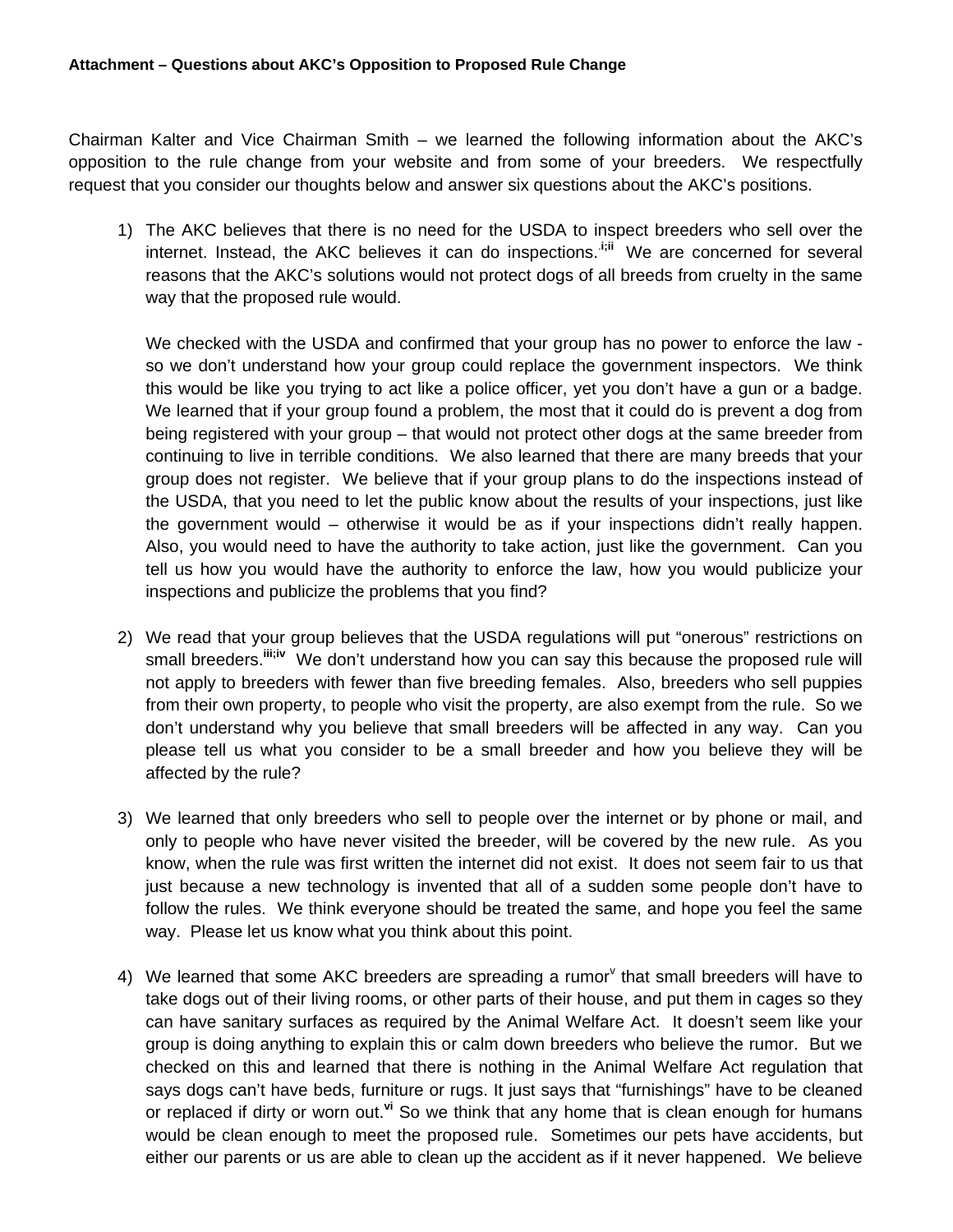**Attachment – Questions about AKC's Opposition to Proposed Rule Change**

Chairman Kalter and Vice Chairman Smith – we learned the following information about the AKC's opposition to the rule change from your website and from some of your breeders. We respectfully request that you consider our thoughts below and answer six questions about the AKC's positions.

1) The AKC believes that there is no need for the USDA to inspect breeders who sell over the internet. Instead, the AKC believes it can do inspections.[i;ii] We are concerned for several reasons that the AKC's solutions would not protect dogs of all breeds from cruelty in the same way that the proposed rule would.

   We checked with the USDA and confirmed that your group has no power to enforce the law - so we don't understand how your group could replace the government inspectors. We think this would be like you trying to act like a police officer, yet you don't have a gun or a badge. We learned that if your group found a problem, the most that it could do is prevent a dog from being registered with your group – that would not protect other dogs at the same breeder from continuing to live in terrible conditions. We also learned that there are many breeds that your group does not register. We believe that if your group plans to do the inspections instead of the USDA, that you need to let the public know about the results of your inspections, just like the government would – otherwise it would be as if your inspections didn't really happen. Also, you would need to have the authority to take action, just like the government. Can you tell us how you would have the authority to enforce the law, how you would publicize your inspections and publicize the problems that you find?

2) We read that your group believes that the USDA regulations will put "onerous" restrictions on small breeders.[iii;iv] We don't understand how you can say this because the proposed rule will not apply to breeders with fewer than five breeding females. Also, breeders who sell puppies from their own property, to people who visit the property, are also exempt from the rule. So we don't understand why you believe that small breeders will be affected in any way. Can you please tell us what you consider to be a small breeder and how you believe they will be affected by the rule?

3) We learned that only breeders who sell to people over the internet or by phone or mail, and only to people who have never visited the breeder, will be covered by the new rule. As you know, when the rule was first written the internet did not exist. It does not seem fair to us that just because a new technology is invented that all of a sudden some people don't have to follow the rules. We think everyone should be treated the same, and hope you feel the same way. Please let us know what you think about this point.

4) We learned that some AKC breeders are spreading a rumor[v] that small breeders will have to take dogs out of their living rooms, or other parts of their house, and put them in cages so they can have sanitary surfaces as required by the Animal Welfare Act. It doesn't seem like your group is doing anything to explain this or calm down breeders who believe the rumor. But we checked on this and learned that there is nothing in the Animal Welfare Act regulation that says dogs can't have beds, furniture or rugs. It just says that "furnishings" have to be cleaned or replaced if dirty or worn out.[vi] So we think that any home that is clean enough for humans would be clean enough to meet the proposed rule. Sometimes our pets have accidents, but either our parents or us are able to clean up the accident as if it never happened. We believe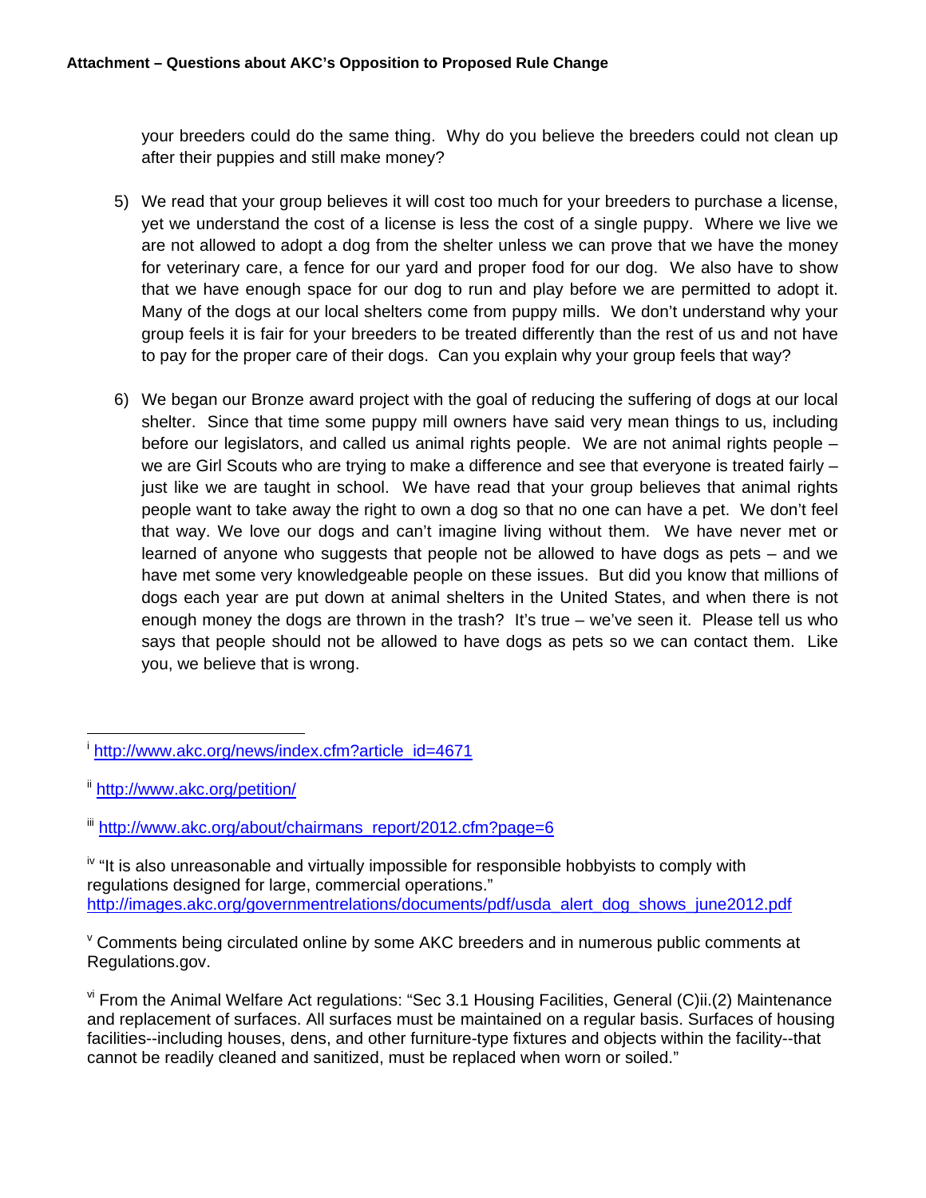your breeders could do the same thing. Why do you believe the breeders could not clean up after their puppies and still make money?

5) We read that your group believes it will cost too much for your breeders to purchase a license, yet we understand the cost of a license is less the cost of a single puppy. Where we live we are not allowed to adopt a dog from the shelter unless we can prove that we have the money for veterinary care, a fence for our yard and proper food for our dog. We also have to show that we have enough space for our dog to run and play before we are permitted to adopt it. Many of the dogs at our local shelters come from puppy mills. We don't understand why your group feels it is fair for your breeders to be treated differently than the rest of us and not have to pay for the proper care of their dogs. Can you explain why your group feels that way?

6) We began our Bronze award project with the goal of reducing the suffering of dogs at our local shelter. Since that time some puppy mill owners have said very mean things to us, including before our legislators, and called us animal rights people. We are not animal rights people – we are Girl Scouts who are trying to make a difference and see that everyone is treated fairly – just like we are taught in school. We have read that your group believes that animal rights people want to take away the right to own a dog so that no one can have a pet. We don't feel that way. We love our dogs and can't imagine living without them. We have never met or learned of anyone who suggests that people not be allowed to have dogs as pets – and we have met some very knowledgeable people on these issues. But did you know that millions of dogs each year are put down at animal shelters in the United States, and when there is not enough money the dogs are thrown in the trash? It's true – we've seen it. Please tell us who says that people should not be allowed to have dogs as pets so we can contact them. Like you, we believe that is wrong.

---

[i] http://www.akc.org/news/index.cfm?article_id=4671

[ii] http://www.akc.org/petition/

[iii] http://www.akc.org/about/chairmans_report/2012.cfm?page=6

[iv] "It is also unreasonable and virtually impossible for responsible hobbyists to comply with regulations designed for large, commercial operations." http://images.akc.org/governmentrelations/documents/pdf/usda_alert_dog_shows_june2012.pdf

[v] Comments being circulated online by some AKC breeders and in numerous public comments at Regulations.gov.

[vi] From the Animal Welfare Act regulations: "Sec 3.1 Housing Facilities, General (C)ii.(2) Maintenance and replacement of surfaces. All surfaces must be maintained on a regular basis. Surfaces of housing facilities--including houses, dens, and other furniture-type fixtures and objects within the facility--that cannot be readily cleaned and sanitized, must be replaced when worn or soiled."